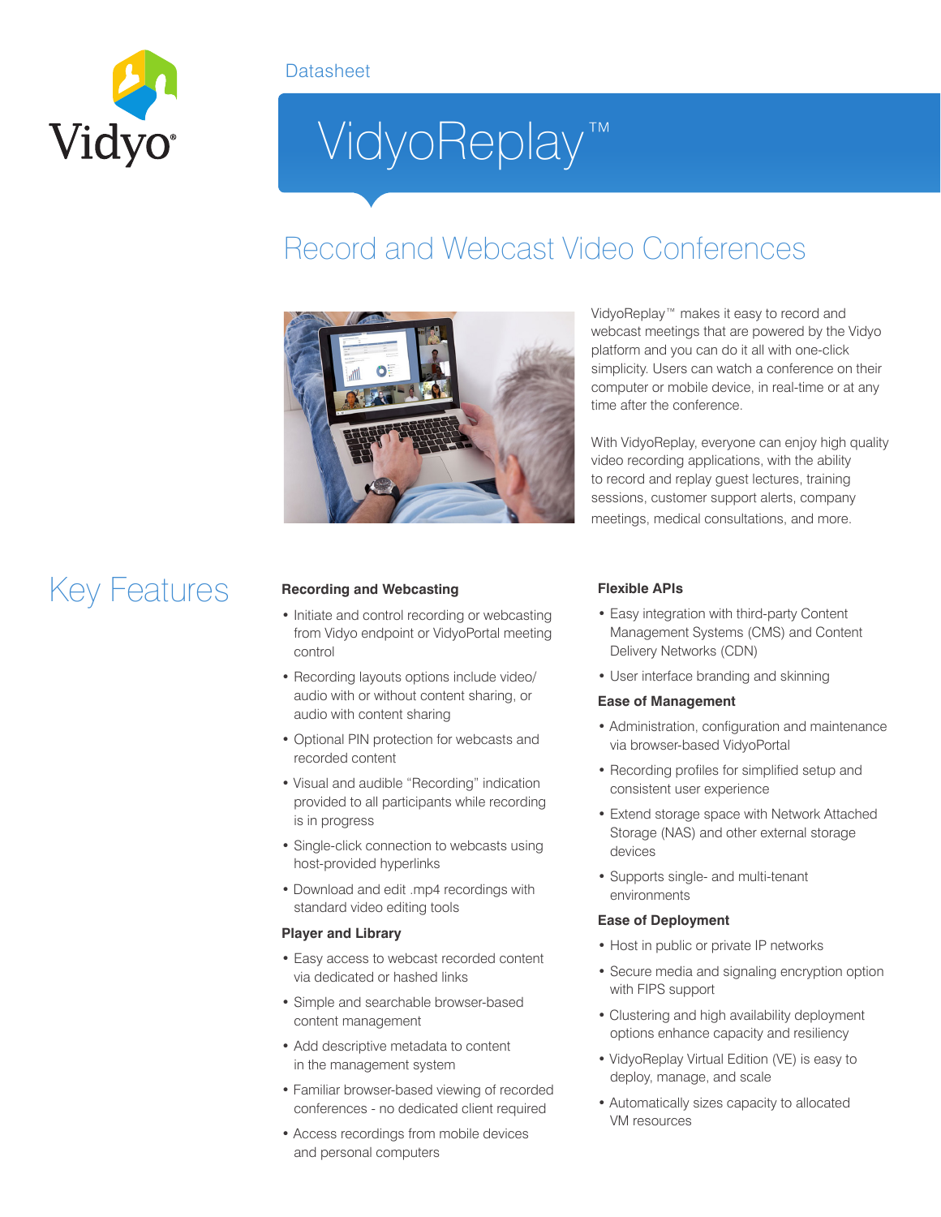Vidyo

Datasheet

# VidyoReplay™

## Record and Webcast Video Conferences

VidyoReplay™ makes it easy to record and webcast meetings that are powered by the Vidyo platform and you can do it all with one-click simplicity. Users can watch a conference on their computer or mobile device, in real-time or at any time after the conference.

With VidyoReplay, everyone can enjoy high quality video recording applications, with the ability to record and replay guest lectures, training sessions, customer support alerts, company meetings, medical consultations, and more.

## Key Features

### Recording and Webcasting

- Initiate and control recording or webcasting from Vidyo endpoint or VidyoPortal meeting control
- Recording layouts options include video/audio with or without content sharing, or audio with content sharing
- Optional PIN protection for webcasts and recorded content
- Visual and audible "Recording" indication provided to all participants while recording is in progress
- Single-click connection to webcasts using host-provided hyperlinks
- Download and edit .mp4 recordings with standard video editing tools

### Player and Library

- Easy access to webcast recorded content via dedicated or hashed links
- Simple and searchable browser-based content management
- Add descriptive metadata to content in the management system
- Familiar browser-based viewing of recorded conferences - no dedicated client required
- Access recordings from mobile devices and personal computers

### Flexible APIs

- Easy integration with third-party Content Management Systems (CMS) and Content Delivery Networks (CDN)
- User interface branding and skinning

### Ease of Management

- Administration, configuration and maintenance via browser-based VidyoPortal
- Recording profiles for simplified setup and consistent user experience
- Extend storage space with Network Attached Storage (NAS) and other external storage devices
- Supports single- and multi-tenant environments

### Ease of Deployment

- Host in public or private IP networks
- Secure media and signaling encryption option with FIPS support
- Clustering and high availability deployment options enhance capacity and resiliency
- VidyoReplay Virtual Edition (VE) is easy to deploy, manage, and scale
- Automatically sizes capacity to allocated VM resources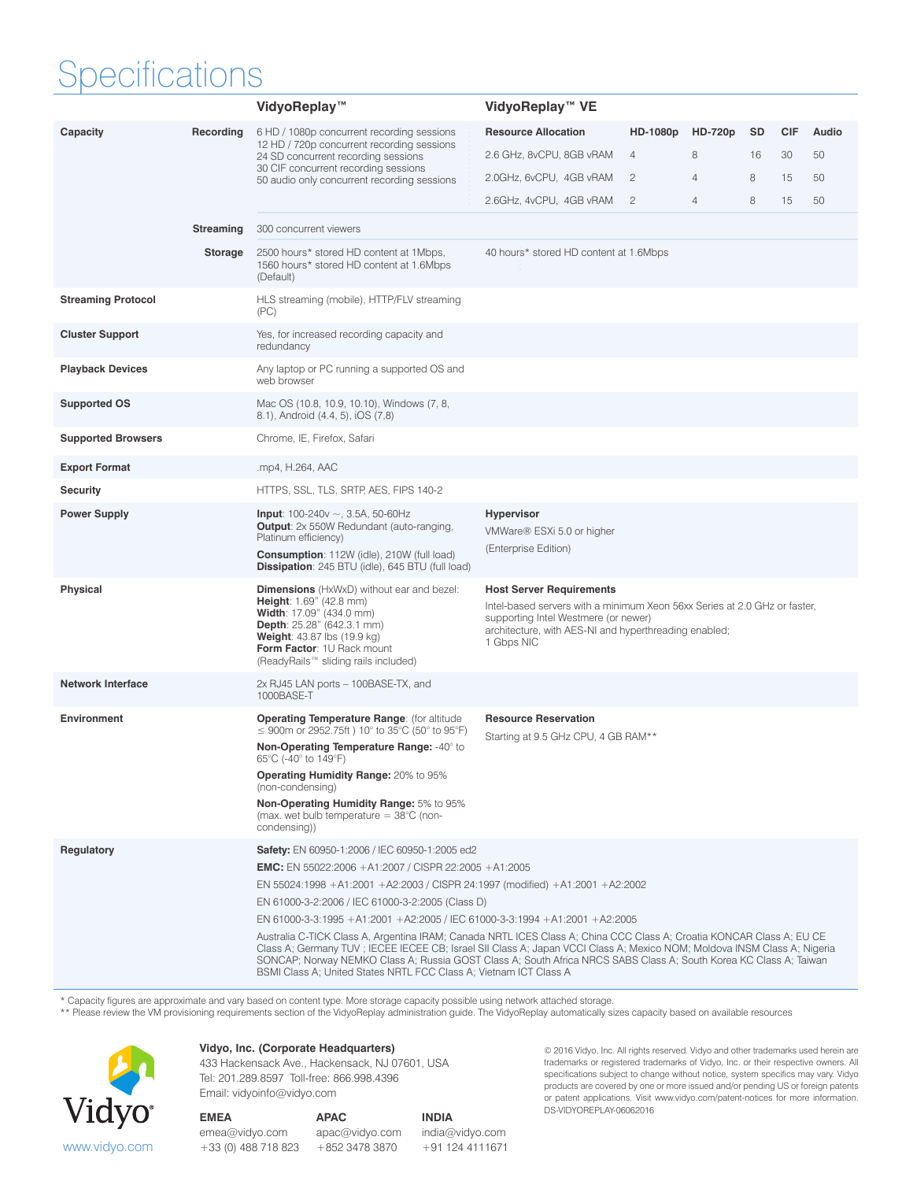# Specifications

| | | VidyoReplay™ | VidyoReplay™ VE |
|---|---|---|---|
| **Capacity** | **Recording** | 6 HD / 1080p concurrent recording sessions<br>12 HD / 720p concurrent recording sessions<br>24 SD concurrent recording sessions<br>30 CIF concurrent recording sessions<br>50 audio only concurrent recording sessions | (see Resource Allocation table below) |
| | **Streaming** | 300 concurrent viewers | |
| | **Storage** | 2500 hours* stored HD content at 1Mbps, 1560 hours* stored HD content at 1.6Mbps (Default) | 40 hours* stored HD content at 1.6Mbps |
| **Streaming Protocol** | | HLS streaming (mobile), HTTP/FLV streaming (PC) | |
| **Cluster Support** | | Yes, for increased recording capacity and redundancy | |
| **Playback Devices** | | Any laptop or PC running a supported OS and web browser | |
| **Supported OS** | | Mac OS (10.8, 10.9, 10.10), Windows (7, 8, 8.1), Android (4.4, 5), iOS (7,8) | |
| **Supported Browsers** | | Chrome, IE, Firefox, Safari | |
| **Export Format** | | .mp4, H.264, AAC | |
| **Security** | | HTTPS, SSL, TLS, SRTP, AES, FIPS 140-2 | |
| **Power Supply** | | **Input**: 100-240v ~, 3.5A, 50-60Hz<br>**Output**: 2x 550W Redundant (auto-ranging, Platinum efficiency)<br>**Consumption**: 112W (idle), 210W (full load)<br>**Dissipation**: 245 BTU (idle), 645 BTU (full load) | **Hypervisor**<br>VMWare® ESXi 5.0 or higher<br>(Enterprise Edition) |
| **Physical** | | **Dimensions** (HxWxD) without ear and bezel:<br>**Height**: 1.69" (42.8 mm)<br>**Width**: 17.09" (434.0 mm)<br>**Depth**: 25.28" (642.3.1 mm)<br>**Weight**: 43.87 lbs (19.9 kg)<br>**Form Factor**: 1U Rack mount<br>(ReadyRails™ sliding rails included) | **Host Server Requirements**<br>Intel-based servers with a minimum Xeon 56xx Series at 2.0 GHz or faster, supporting Intel Westmere (or newer) architecture, with AES-NI and hyperthreading enabled;<br>1 Gbps NIC |
| **Network Interface** | | 2x RJ45 LAN ports – 100BASE-TX, and 1000BASE-T | |
| **Environment** | | **Operating Temperature Range**: (for altitude ≤ 900m or 2952.75ft ) 10° to 35°C (50° to 95°F)<br>**Non-Operating Temperature Range:** -40° to 65°C (-40° to 149°F)<br>**Operating Humidity Range:** 20% to 95% (non-condensing)<br>**Non-Operating Humidity Range:** 5% to 95% (max. wet bulb temperature = 38°C (non-condensing)) | **Resource Reservation**<br>Starting at 9.5 GHz CPU, 4 GB RAM** |
| **Regulatory** | | **Safety:** EN 60950-1:2006 / IEC 60950-1:2005 ed2<br>**EMC:** EN 55022:2006 +A1:2007 / CISPR 22:2005 +A1:2005<br>EN 55024:1998 +A1:2001 +A2:2003 / CISPR 24:1997 (modified) +A1:2001 +A2:2002<br>EN 61000-3-2:2006 / IEC 61000-3-2:2005 (Class D)<br>EN 61000-3-3:1995 +A1:2001 +A2:2005 / IEC 61000-3-3:1994 +A1:2001 +A2:2005<br>Australia C-TICK Class A, Argentina IRAM; Canada NRTL ICES Class A; China CCC Class A; Croatia KONCAR Class A; EU CE Class A; Germany TUV ; IECEE IECEE CB; Israel SII Class A; Japan VCCI Class A; Mexico NOM; Moldova INSM Class A; Nigeria SONCAP; Norway NEMKO Class A; Russia GOST Class A; South Africa NRCS SABS Class A; South Korea KC Class A; Taiwan BSMI Class A; United States NRTL FCC Class A; Vietnam ICT Class A | |

**VidyoReplay™ VE – Recording capacity**

| Resource Allocation | HD-1080p | HD-720p | SD | CIF | Audio |
|---|---|---|---|---|---|
| 2.6 GHz, 8vCPU, 8GB vRAM | 4 | 8 | 16 | 30 | 50 |
| 2.0GHz, 6vCPU, 4GB vRAM | 2 | 4 | 8 | 15 | 50 |
| 2.6GHz, 4vCPU, 4GB vRAM | 2 | 4 | 8 | 15 | 50 |

\* Capacity figures are approximate and vary based on content type. More storage capacity possible using network attached storage.
\*\* Please review the VM provisioning requirements section of the VidyoReplay administration guide. The VidyoReplay automatically sizes capacity based on available resources

Vidyo®

www.vidyo.com

**Vidyo, Inc. (Corporate Headquarters)**
433 Hackensack Ave., Hackensack, NJ 07601, USA
Tel: 201.289.8597 Toll-free: 866.998.4396
Email: vidyoinfo@vidyo.com

**EMEA**
emea@vidyo.com
+33 (0) 488 718 823

**APAC**
apac@vidyo.com
+852 3478 3870

**INDIA**
india@vidyo.com
+91 124 4111671

© 2016 Vidyo, Inc. All rights reserved. Vidyo and other trademarks used herein are trademarks or registered trademarks of Vidyo, Inc. or their respective owners. All specifications subject to change without notice, system specifics may vary. Vidyo products are covered by one or more issued and/or pending US or foreign patents or patent applications. Visit www.vidyo.com/patent-notices for more information. DS-VIDYOREPLAY-06062016